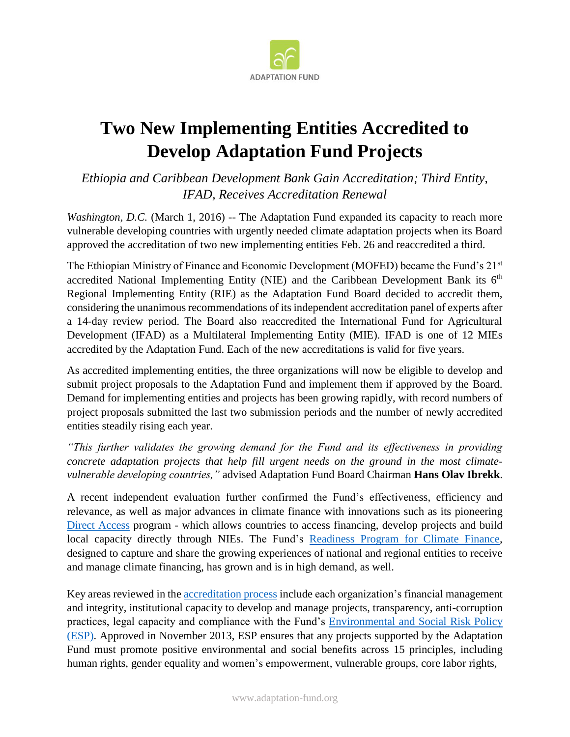ADAPTATION FUND

# Two New Implementing Entities Accredited to Develop Adaptation Fund Projects

*Ethiopia and Caribbean Development Bank Gain Accreditation; Third Entity, IFAD, Receives Accreditation Renewal*

*Washington, D.C.* (March 1, 2016) -- The Adaptation Fund expanded its capacity to reach more vulnerable developing countries with urgently needed climate adaptation projects when its Board approved the accreditation of two new implementing entities Feb. 26 and reaccredited a third.

The Ethiopian Ministry of Finance and Economic Development (MOFED) became the Fund's 21st accredited National Implementing Entity (NIE) and the Caribbean Development Bank its 6th Regional Implementing Entity (RIE) as the Adaptation Fund Board decided to accredit them, considering the unanimous recommendations of its independent accreditation panel of experts after a 14-day review period. The Board also reaccredited the International Fund for Agricultural Development (IFAD) as a Multilateral Implementing Entity (MIE). IFAD is one of 12 MIEs accredited by the Adaptation Fund. Each of the new accreditations is valid for five years.

As accredited implementing entities, the three organizations will now be eligible to develop and submit project proposals to the Adaptation Fund and implement them if approved by the Board. Demand for implementing entities and projects has been growing rapidly, with record numbers of project proposals submitted the last two submission periods and the number of newly accredited entities steadily rising each year.

*"This further validates the growing demand for the Fund and its effectiveness in providing concrete adaptation projects that help fill urgent needs on the ground in the most climate-vulnerable developing countries,"* advised Adaptation Fund Board Chairman **Hans Olav Ibrekk**.

A recent independent evaluation further confirmed the Fund's effectiveness, efficiency and relevance, as well as major advances in climate finance with innovations such as its pioneering Direct Access program - which allows countries to access financing, develop projects and build local capacity directly through NIEs. The Fund's Readiness Program for Climate Finance, designed to capture and share the growing experiences of national and regional entities to receive and manage climate financing, has grown and is in high demand, as well.

Key areas reviewed in the accreditation process include each organization's financial management and integrity, institutional capacity to develop and manage projects, transparency, anti-corruption practices, legal capacity and compliance with the Fund's Environmental and Social Risk Policy (ESP). Approved in November 2013, ESP ensures that any projects supported by the Adaptation Fund must promote positive environmental and social benefits across 15 principles, including human rights, gender equality and women's empowerment, vulnerable groups, core labor rights,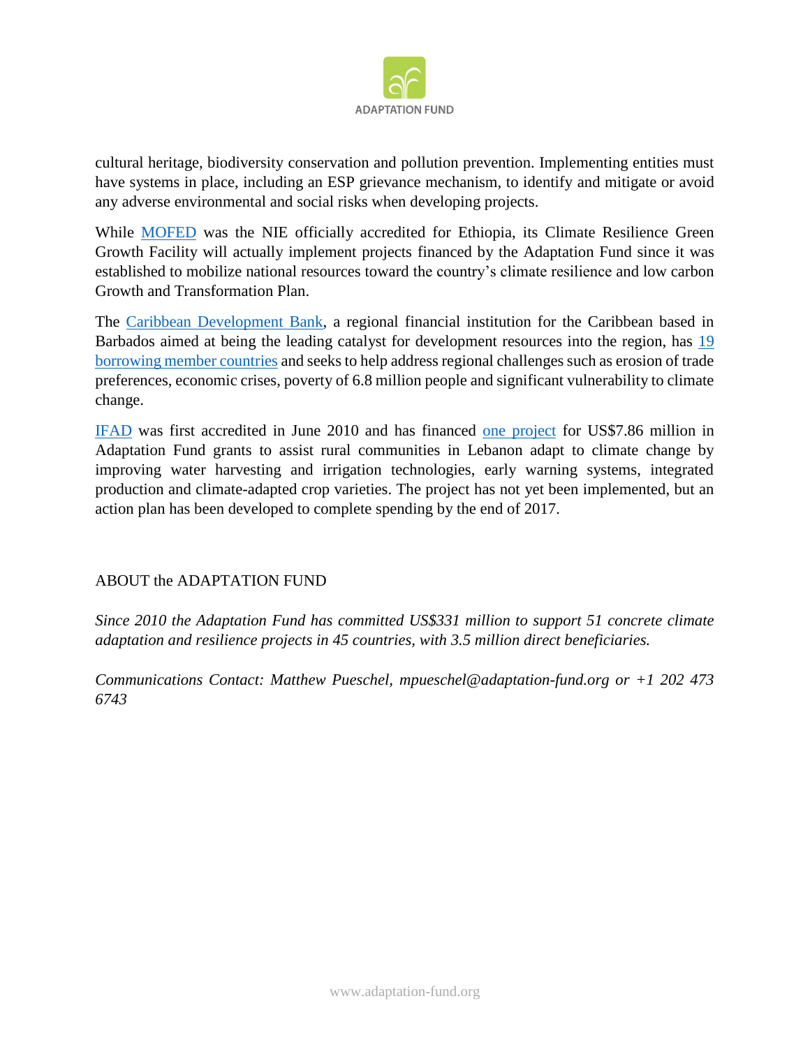cultural heritage, biodiversity conservation and pollution prevention. Implementing entities must have systems in place, including an ESP grievance mechanism, to identify and mitigate or avoid any adverse environmental and social risks when developing projects.

While MOFED was the NIE officially accredited for Ethiopia, its Climate Resilience Green Growth Facility will actually implement projects financed by the Adaptation Fund since it was established to mobilize national resources toward the country's climate resilience and low carbon Growth and Transformation Plan.

The Caribbean Development Bank, a regional financial institution for the Caribbean based in Barbados aimed at being the leading catalyst for development resources into the region, has 19 borrowing member countries and seeks to help address regional challenges such as erosion of trade preferences, economic crises, poverty of 6.8 million people and significant vulnerability to climate change.

IFAD was first accredited in June 2010 and has financed one project for US$7.86 million in Adaptation Fund grants to assist rural communities in Lebanon adapt to climate change by improving water harvesting and irrigation technologies, early warning systems, integrated production and climate-adapted crop varieties. The project has not yet been implemented, but an action plan has been developed to complete spending by the end of 2017.

ABOUT the ADAPTATION FUND

*Since 2010 the Adaptation Fund has committed US$331 million to support 51 concrete climate adaptation and resilience projects in 45 countries, with 3.5 million direct beneficiaries.*

*Communications Contact: Matthew Pueschel, mpueschel@adaptation-fund.org or +1 202 473 6743*